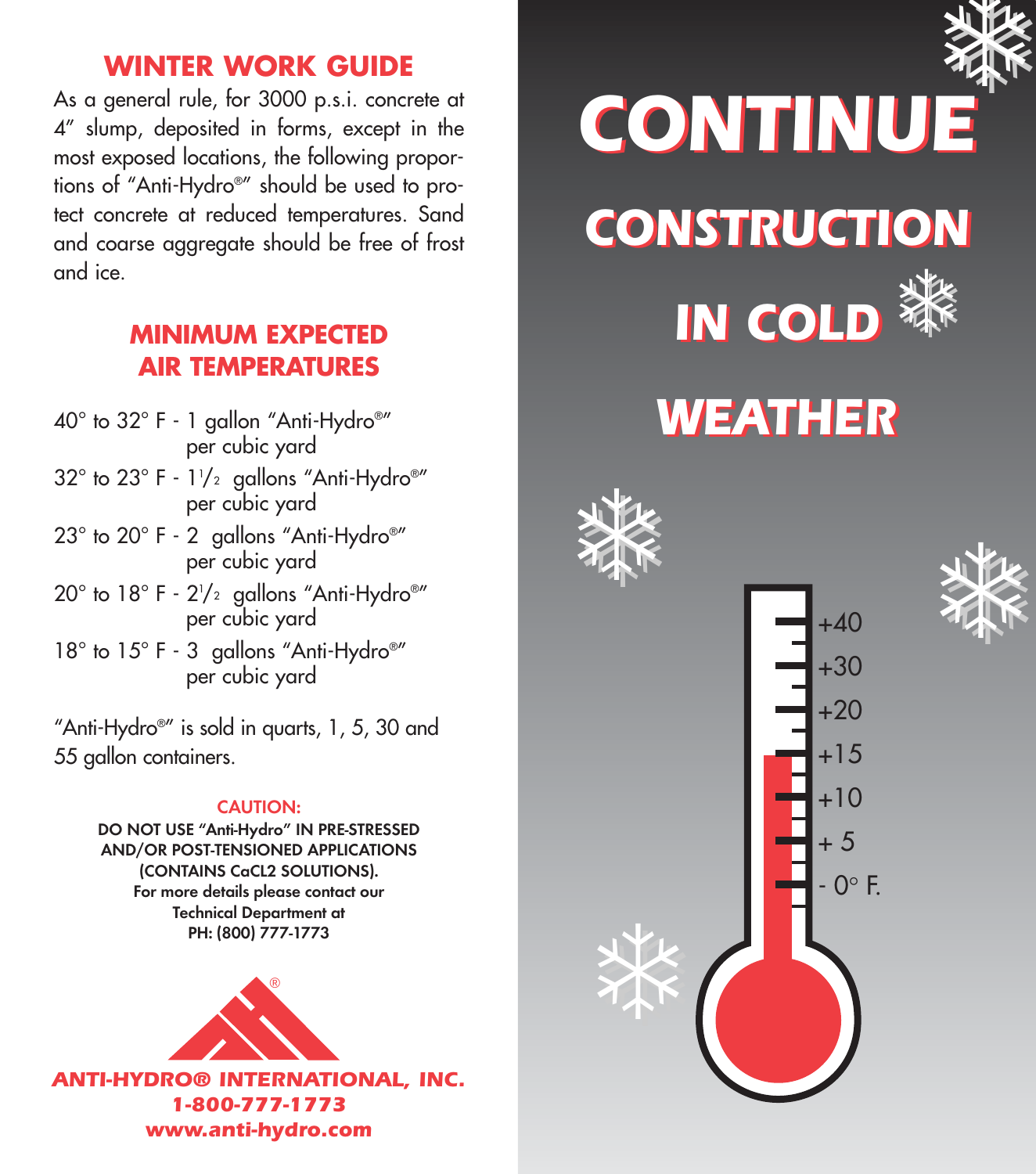## WINTER WORK GUIDE

As a general rule, for 3000 p.s.i. concrete at 4" slump, deposited in forms, except in the most exposed locations, the following proportions of "Anti-Hydro®" should be used to protect concrete at reduced temperatures. Sand and coarse aggregate should be free of frost and ice.

### MINIMUM EXPECTED AIR TEMPERATURES

- 40° to 32° F - 1 gallon "Anti-Hydro®" per cubic yard
- 32° to 23° F - 1½ gallons "Anti-Hydro®" per cubic yard
- 23° to 20° F - 2 gallons "Anti-Hydro®" per cubic yard
- 20° to 18° F - 2½ gallons "Anti-Hydro®" per cubic yard
- 18° to 15° F - 3 gallons "Anti-Hydro®" per cubic yard

"Anti-Hydro®" is sold in quarts, 1, 5, 30 and 55 gallon containers.

**CAUTION:**

**DO NOT USE "Anti-Hydro" IN PRE-STRESSED AND/OR POST-TENSIONED APPLICATIONS (CONTAINS $CaCl_2$ SOLUTIONS).**
**For more details please contact our Technical Department at PH: (800) 777-1773**

**ANTI-HYDRO® INTERNATIONAL, INC.**
**1-800-777-1773**
**www.anti-hydro.com**

# CONTINUE CONSTRUCTION IN COLD WEATHER

+40
+30
+20
+15
+10
+ 5
- 0° F.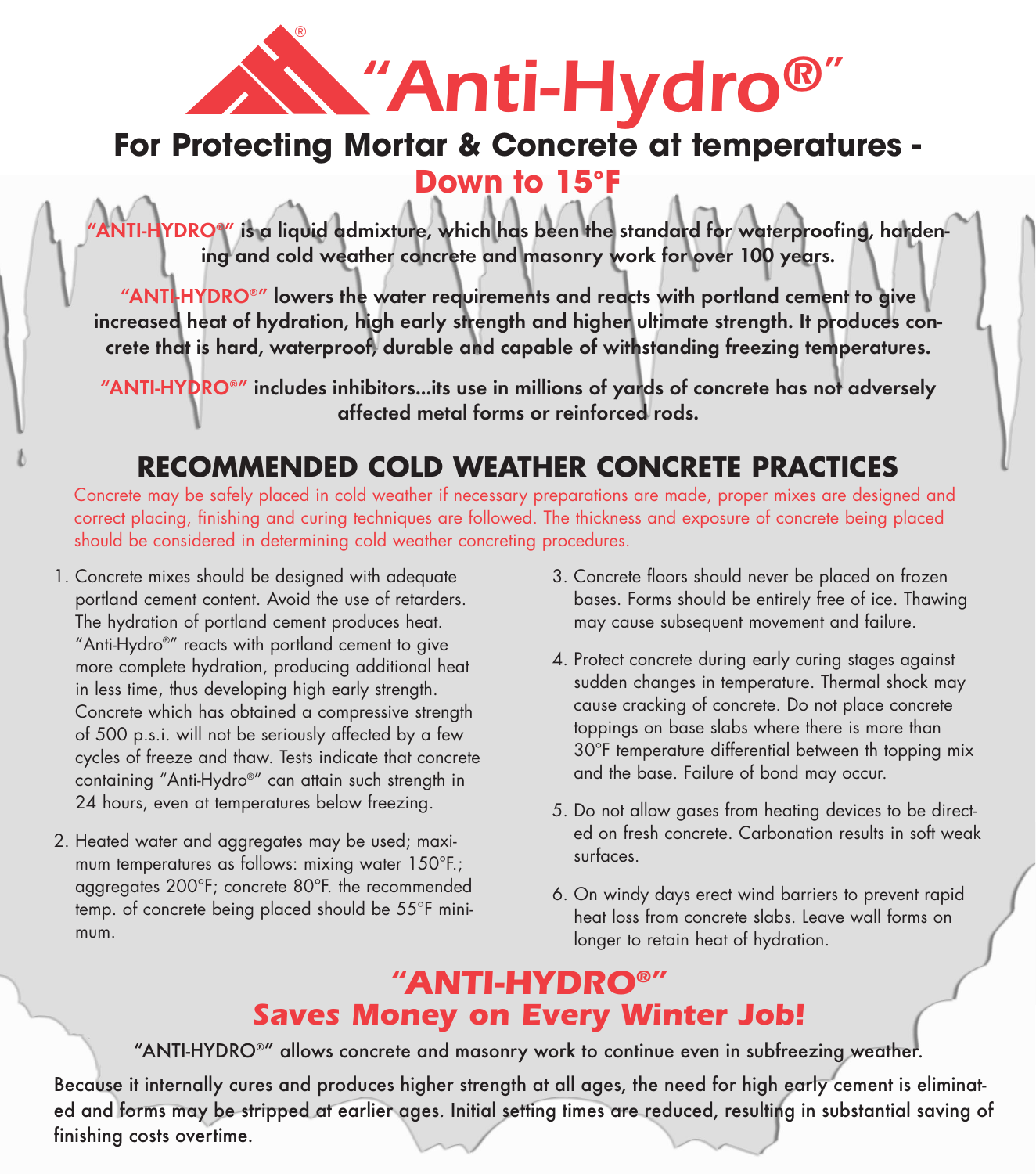# "Anti-Hydro®"

## For Protecting Mortar & Concrete at temperatures - Down to 15°F

**"ANTI-HYDRO®" is a liquid admixture, which has been the standard for waterproofing, hardening and cold weather concrete and masonry work for over 100 years.**

**"ANTI-HYDRO®" lowers the water requirements and reacts with portland cement to give increased heat of hydration, high early strength and higher ultimate strength. It produces concrete that is hard, waterproof, durable and capable of withstanding freezing temperatures.**

**"ANTI-HYDRO®" includes inhibitors...its use in millions of yards of concrete has not adversely affected metal forms or reinforced rods.**

## RECOMMENDED COLD WEATHER CONCRETE PRACTICES

Concrete may be safely placed in cold weather if necessary preparations are made, proper mixes are designed and correct placing, finishing and curing techniques are followed. The thickness and exposure of concrete being placed should be considered in determining cold weather concreting procedures.

1. Concrete mixes should be designed with adequate portland cement content. Avoid the use of retarders. The hydration of portland cement produces heat. "Anti-Hydro®" reacts with portland cement to give more complete hydration, producing additional heat in less time, thus developing high early strength. Concrete which has obtained a compressive strength of 500 p.s.i. will not be seriously affected by a few cycles of freeze and thaw. Tests indicate that concrete containing "Anti-Hydro®" can attain such strength in 24 hours, even at temperatures below freezing.
2. Heated water and aggregates may be used; maximum temperatures as follows: mixing water 150°F.; aggregates 200°F; concrete 80°F. the recommended temp. of concrete being placed should be 55°F minimum.
3. Concrete floors should never be placed on frozen bases. Forms should be entirely free of ice. Thawing may cause subsequent movement and failure.
4. Protect concrete during early curing stages against sudden changes in temperature. Thermal shock may cause cracking of concrete. Do not place concrete toppings on base slabs where there is more than 30°F temperature differential between th topping mix and the base. Failure of bond may occur.
5. Do not allow gases from heating devices to be directed on fresh concrete. Carbonation results in soft weak surfaces.
6. On windy days erect wind barriers to prevent rapid heat loss from concrete slabs. Leave wall forms on longer to retain heat of hydration.

## *"ANTI-HYDRO®" Saves Money on Every Winter Job!*

"ANTI-HYDRO®" allows concrete and masonry work to continue even in subfreezing weather.

Because it internally cures and produces higher strength at all ages, the need for high early cement is eliminated and forms may be stripped at earlier ages. Initial setting times are reduced, resulting in substantial saving of finishing costs overtime.